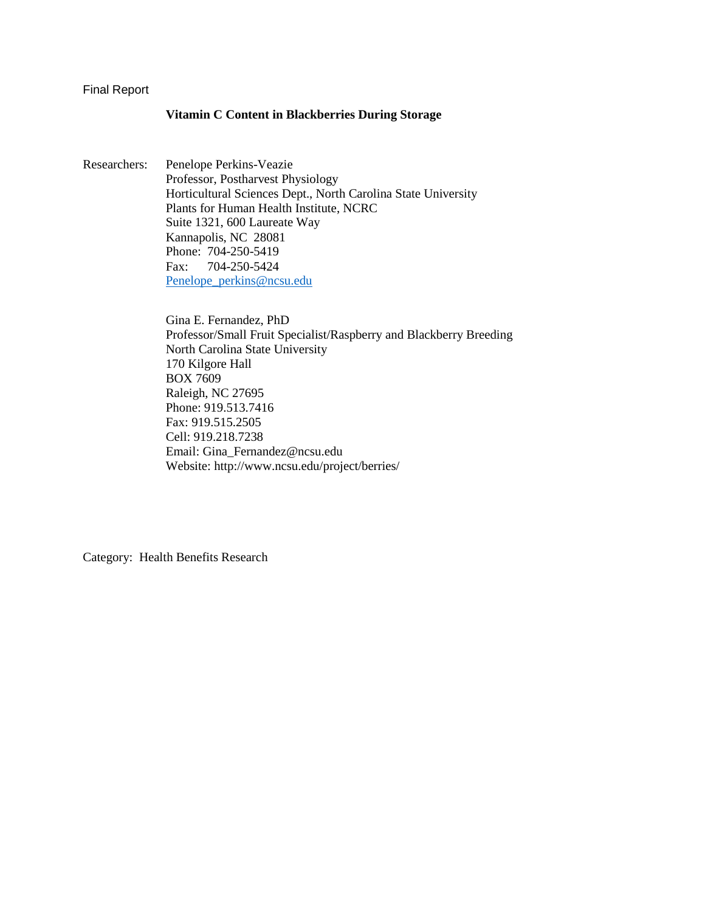Final Report

**Vitamin C Content in Blackberries During Storage**

Researchers:

Penelope Perkins-Veazie
Professor, Postharvest Physiology
Horticultural Sciences Dept., North Carolina State University
Plants for Human Health Institute, NCRC
Suite 1321, 600 Laureate Way
Kannapolis, NC 28081
Phone: 704-250-5419
Fax: 704-250-5424
Penelope_perkins@ncsu.edu

Gina E. Fernandez, PhD
Professor/Small Fruit Specialist/Raspberry and Blackberry Breeding
North Carolina State University
170 Kilgore Hall
BOX 7609
Raleigh, NC 27695
Phone: 919.513.7416
Fax: 919.515.2505
Cell: 919.218.7238
Email: Gina_Fernandez@ncsu.edu
Website: http://www.ncsu.edu/project/berries/

Category: Health Benefits Research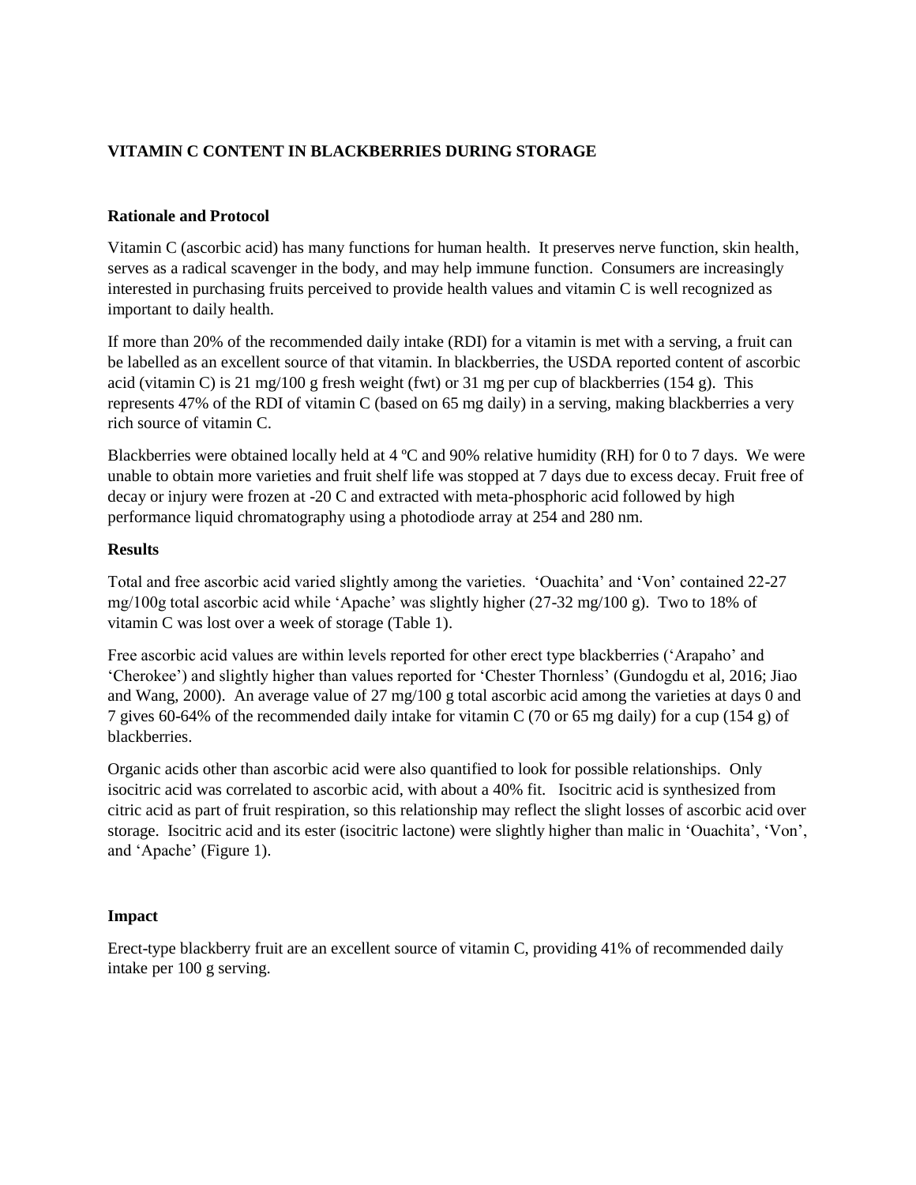**VITAMIN C CONTENT IN BLACKBERRIES DURING STORAGE**

**Rationale and Protocol**

Vitamin C (ascorbic acid) has many functions for human health. It preserves nerve function, skin health, serves as a radical scavenger in the body, and may help immune function. Consumers are increasingly interested in purchasing fruits perceived to provide health values and vitamin C is well recognized as important to daily health.

If more than 20% of the recommended daily intake (RDI) for a vitamin is met with a serving, a fruit can be labelled as an excellent source of that vitamin. In blackberries, the USDA reported content of ascorbic acid (vitamin C) is 21 mg/100 g fresh weight (fwt) or 31 mg per cup of blackberries (154 g). This represents 47% of the RDI of vitamin C (based on 65 mg daily) in a serving, making blackberries a very rich source of vitamin C.

Blackberries were obtained locally held at 4 ºC and 90% relative humidity (RH) for 0 to 7 days. We were unable to obtain more varieties and fruit shelf life was stopped at 7 days due to excess decay. Fruit free of decay or injury were frozen at -20 C and extracted with meta-phosphoric acid followed by high performance liquid chromatography using a photodiode array at 254 and 280 nm.

**Results**

Total and free ascorbic acid varied slightly among the varieties. 'Ouachita' and 'Von' contained 22-27 mg/100g total ascorbic acid while 'Apache' was slightly higher (27-32 mg/100 g). Two to 18% of vitamin C was lost over a week of storage (Table 1).

Free ascorbic acid values are within levels reported for other erect type blackberries ('Arapaho' and 'Cherokee') and slightly higher than values reported for 'Chester Thornless' (Gundogdu et al, 2016; Jiao and Wang, 2000). An average value of 27 mg/100 g total ascorbic acid among the varieties at days 0 and 7 gives 60-64% of the recommended daily intake for vitamin C (70 or 65 mg daily) for a cup (154 g) of blackberries.

Organic acids other than ascorbic acid were also quantified to look for possible relationships. Only isocitric acid was correlated to ascorbic acid, with about a 40% fit. Isocitric acid is synthesized from citric acid as part of fruit respiration, so this relationship may reflect the slight losses of ascorbic acid over storage. Isocitric acid and its ester (isocitric lactone) were slightly higher than malic in 'Ouachita', 'Von', and 'Apache' (Figure 1).

**Impact**

Erect-type blackberry fruit are an excellent source of vitamin C, providing 41% of recommended daily intake per 100 g serving.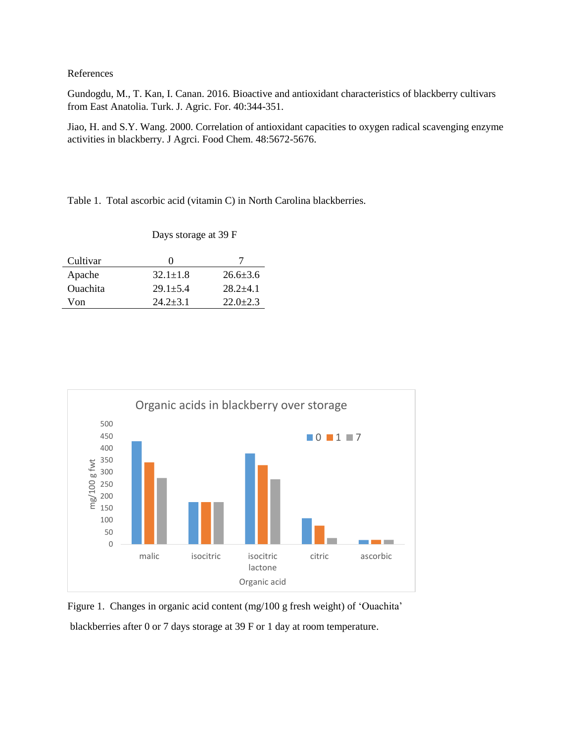References

Gundogdu, M., T. Kan, I. Canan. 2016. Bioactive and antioxidant characteristics of blackberry cultivars from East Anatolia. Turk. J. Agric. For. 40:344-351.

Jiao, H. and S.Y. Wang. 2000. Correlation of antioxidant capacities to oxygen radical scavenging enzyme activities in blackberry. J Agrci. Food Chem. 48:5672-5676.

Table 1. Total ascorbic acid (vitamin C) in North Carolina blackberries.

| | Days storage at 39 F | |
|---|---|---|
| Cultivar | 0 | 7 |
| Apache | 32.1±1.8 | 26.6±3.6 |
| Ouachita | 29.1±5.4 | 28.2±4.1 |
| Von | 24.2±3.1 | 22.0±2.3 |

Organic acids in blackberry over storage

0 1 7

mg/100 g fwt

500
450
400
350
300
250
200
150
100
50
0

malic
isocitric
isocitric lactone
citric
ascorbic

Organic acid

Figure 1. Changes in organic acid content (mg/100 g fresh weight) of 'Ouachita' blackberries after 0 or 7 days storage at 39 F or 1 day at room temperature.